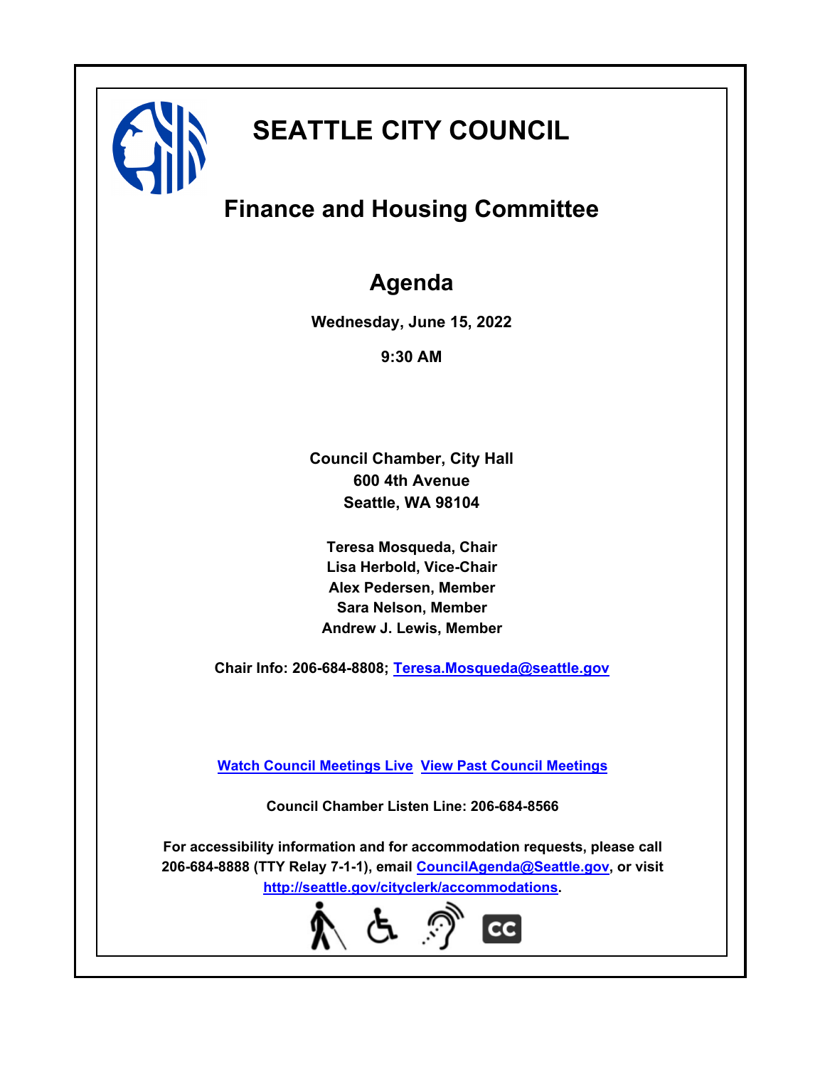# SEATTLE CITY COUNCIL

## Finance and Housing Committee

## Agenda

**Wednesday, June 15, 2022**

**9:30 AM**

**Council Chamber, City Hall**
**600 4th Avenue**
**Seattle, WA 98104**

**Teresa Mosqueda, Chair**
**Lisa Herbold, Vice-Chair**
**Alex Pedersen, Member**
**Sara Nelson, Member**
**Andrew J. Lewis, Member**

**Chair Info: 206-684-8808; [Teresa.Mosqueda@seattle.gov](mailto:Teresa.Mosqueda@seattle.gov)**

**[Watch Council Meetings Live](#) [View Past Council Meetings](#)**

**Council Chamber Listen Line: 206-684-8566**

**For accessibility information and for accommodation requests, please call 206-684-8888 (TTY Relay 7-1-1), email [CouncilAgenda@Seattle.gov](mailto:CouncilAgenda@Seattle.gov), or visit [http://seattle.gov/cityclerk/accommodations](http://seattle.gov/cityclerk/accommodations).**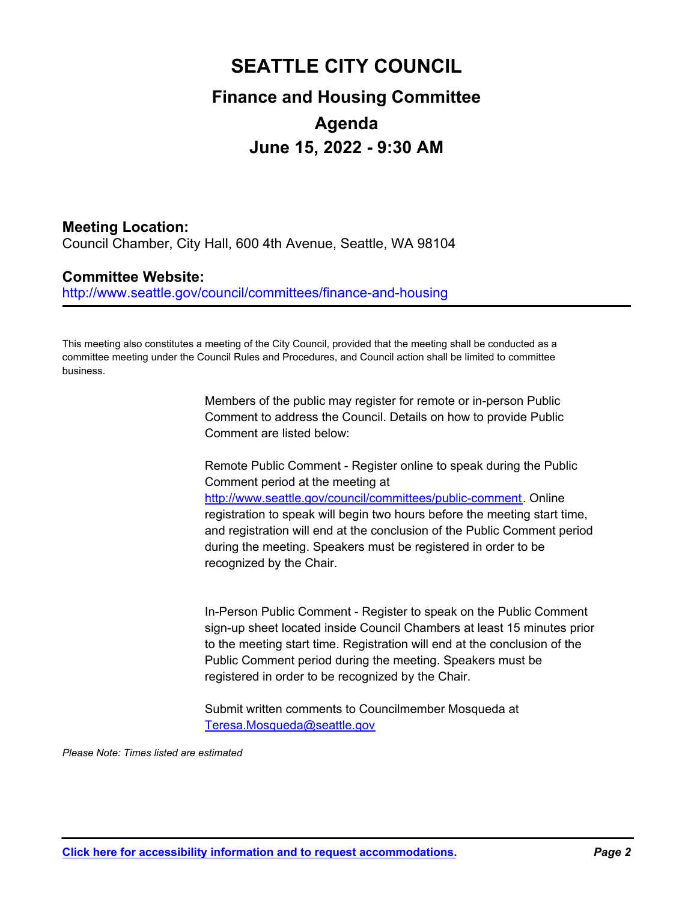# SEATTLE CITY COUNCIL

## Finance and Housing Committee

## Agenda

## June 15, 2022 - 9:30 AM

### Meeting Location:

Council Chamber, City Hall, 600 4th Avenue, Seattle, WA 98104

### Committee Website:

http://www.seattle.gov/council/committees/finance-and-housing

---

This meeting also constitutes a meeting of the City Council, provided that the meeting shall be conducted as a committee meeting under the Council Rules and Procedures, and Council action shall be limited to committee business.

Members of the public may register for remote or in-person Public Comment to address the Council. Details on how to provide Public Comment are listed below:

Remote Public Comment - Register online to speak during the Public Comment period at the meeting at http://www.seattle.gov/council/committees/public-comment. Online registration to speak will begin two hours before the meeting start time, and registration will end at the conclusion of the Public Comment period during the meeting. Speakers must be registered in order to be recognized by the Chair.

In-Person Public Comment - Register to speak on the Public Comment sign-up sheet located inside Council Chambers at least 15 minutes prior to the meeting start time. Registration will end at the conclusion of the Public Comment period during the meeting. Speakers must be registered in order to be recognized by the Chair.

Submit written comments to Councilmember Mosqueda at Teresa.Mosqueda@seattle.gov

*Please Note: Times listed are estimated*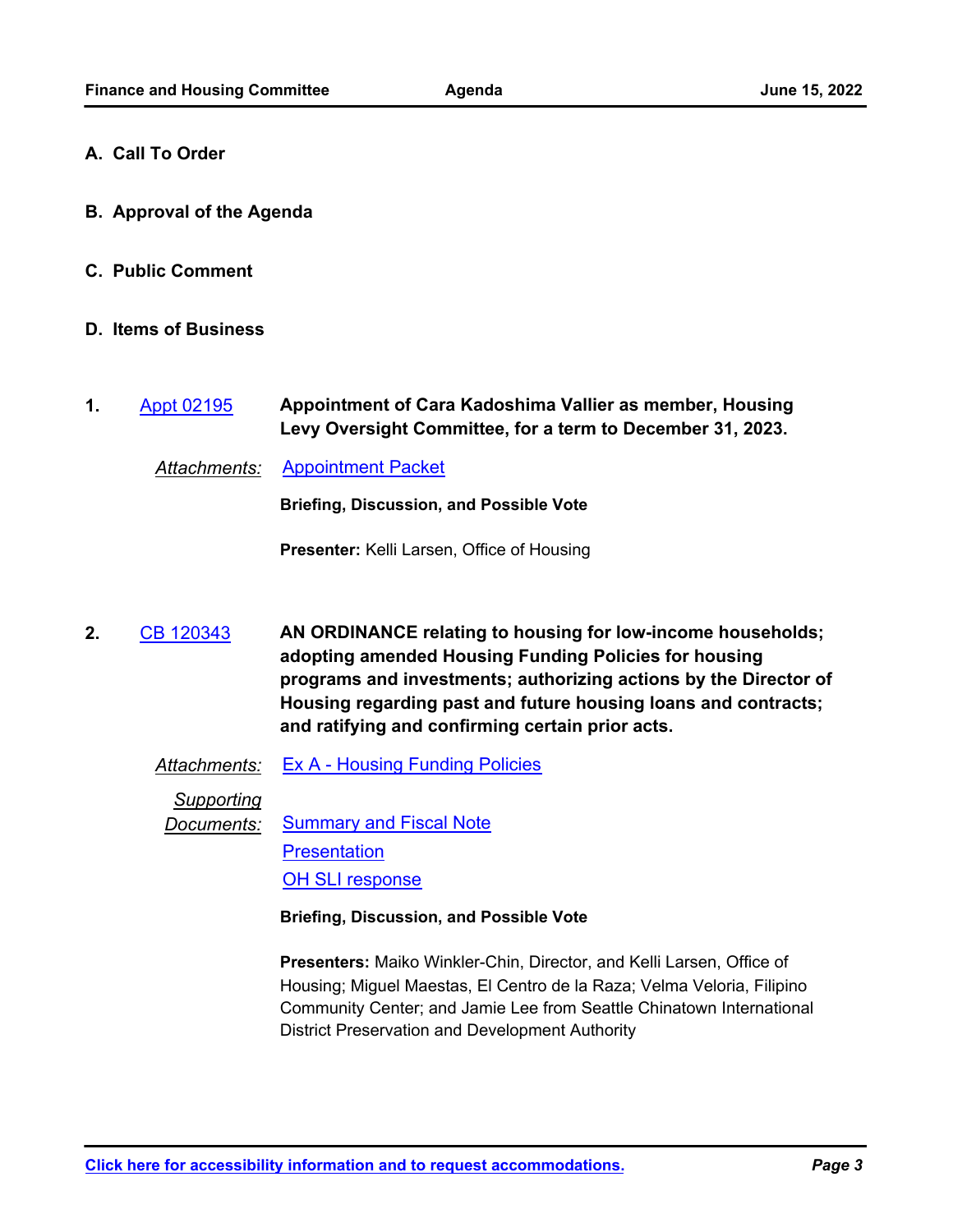## A. Call To Order

## B. Approval of the Agenda

## C. Public Comment

## D. Items of Business

**1.** Appt 02195 **Appointment of Cara Kadoshima Vallier as member, Housing Levy Oversight Committee, for a term to December 31, 2023.**

*Attachments:* Appointment Packet

**Briefing, Discussion, and Possible Vote**

**Presenter:** Kelli Larsen, Office of Housing

**2.** CB 120343 **AN ORDINANCE relating to housing for low-income households; adopting amended Housing Funding Policies for housing programs and investments; authorizing actions by the Director of Housing regarding past and future housing loans and contracts; and ratifying and confirming certain prior acts.**

*Attachments:* Ex A - Housing Funding Policies

*Supporting Documents:* Summary and Fiscal Note
Presentation
OH SLI response

**Briefing, Discussion, and Possible Vote**

**Presenters:** Maiko Winkler-Chin, Director, and Kelli Larsen, Office of Housing; Miguel Maestas, El Centro de la Raza; Velma Veloria, Filipino Community Center; and Jamie Lee from Seattle Chinatown International District Preservation and Development Authority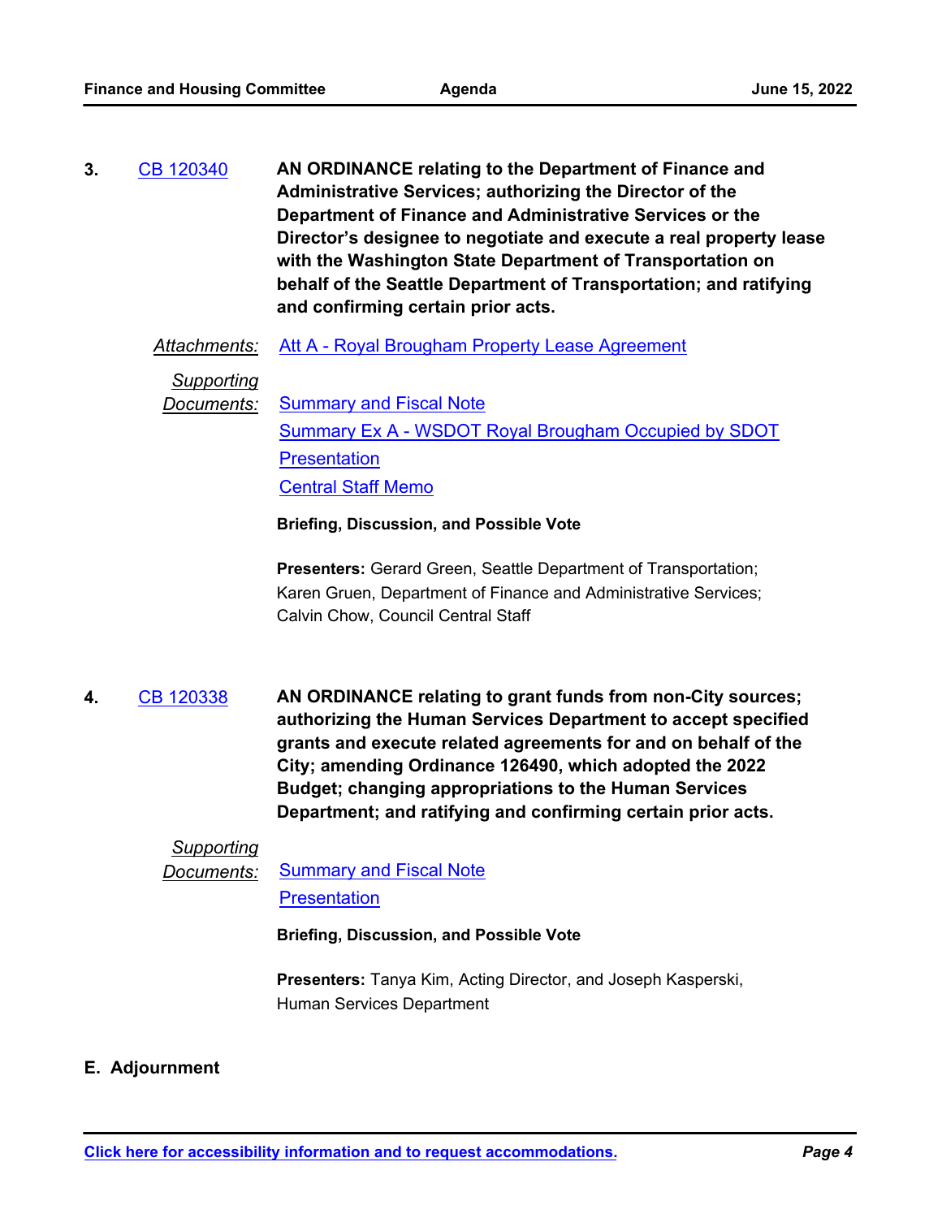3. CB 120340 **AN ORDINANCE relating to the Department of Finance and Administrative Services; authorizing the Director of the Department of Finance and Administrative Services or the Director's designee to negotiate and execute a real property lease with the Washington State Department of Transportation on behalf of the Seattle Department of Transportation; and ratifying and confirming certain prior acts.**

*Attachments:* Att A - Royal Brougham Property Lease Agreement

*Supporting Documents:* Summary and Fiscal Note
Summary Ex A - WSDOT Royal Brougham Occupied by SDOT
Presentation
Central Staff Memo

**Briefing, Discussion, and Possible Vote**

**Presenters:** Gerard Green, Seattle Department of Transportation; Karen Gruen, Department of Finance and Administrative Services; Calvin Chow, Council Central Staff

4. CB 120338 **AN ORDINANCE relating to grant funds from non-City sources; authorizing the Human Services Department to accept specified grants and execute related agreements for and on behalf of the City; amending Ordinance 126490, which adopted the 2022 Budget; changing appropriations to the Human Services Department; and ratifying and confirming certain prior acts.**

*Supporting Documents:* Summary and Fiscal Note
Presentation

**Briefing, Discussion, and Possible Vote**

**Presenters:** Tanya Kim, Acting Director, and Joseph Kasperski, Human Services Department

**E. Adjournment**

**Click here for accessibility information and to request accommodations.**